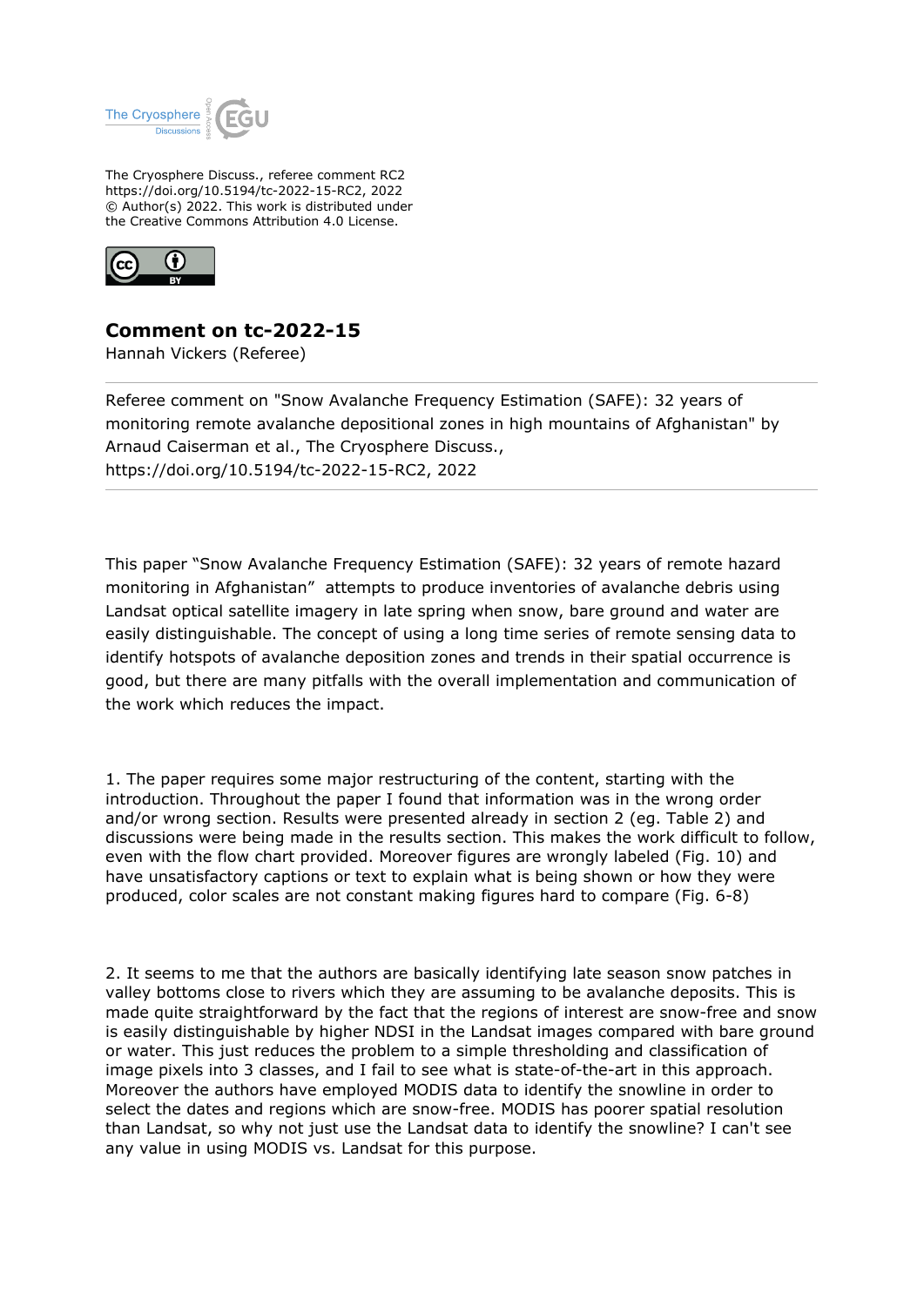The Cryosphere Discuss., referee comment RC2
https://doi.org/10.5194/tc-2022-15-RC2, 2022
© Author(s) 2022. This work is distributed under
the Creative Commons Attribution 4.0 License.

# Comment on tc-2022-15

Hannah Vickers (Referee)

Referee comment on "Snow Avalanche Frequency Estimation (SAFE): 32 years of monitoring remote avalanche depositional zones in high mountains of Afghanistan" by Arnaud Caiserman et al., The Cryosphere Discuss., https://doi.org/10.5194/tc-2022-15-RC2, 2022

---

This paper "Snow Avalanche Frequency Estimation (SAFE): 32 years of remote hazard monitoring in Afghanistan" attempts to produce inventories of avalanche debris using Landsat optical satellite imagery in late spring when snow, bare ground and water are easily distinguishable. The concept of using a long time series of remote sensing data to identify hotspots of avalanche deposition zones and trends in their spatial occurrence is good, but there are many pitfalls with the overall implementation and communication of the work which reduces the impact.

1. The paper requires some major restructuring of the content, starting with the introduction. Throughout the paper I found that information was in the wrong order and/or wrong section. Results were presented already in section 2 (eg. Table 2) and discussions were being made in the results section. This makes the work difficult to follow, even with the flow chart provided. Moreover figures are wrongly labeled (Fig. 10) and have unsatisfactory captions or text to explain what is being shown or how they were produced, color scales are not constant making figures hard to compare (Fig. 6-8)

2. It seems to me that the authors are basically identifying late season snow patches in valley bottoms close to rivers which they are assuming to be avalanche deposits. This is made quite straightforward by the fact that the regions of interest are snow-free and snow is easily distinguishable by higher NDSI in the Landsat images compared with bare ground or water. This just reduces the problem to a simple thresholding and classification of image pixels into 3 classes, and I fail to see what is state-of-the-art in this approach. Moreover the authors have employed MODIS data to identify the snowline in order to select the dates and regions which are snow-free. MODIS has poorer spatial resolution than Landsat, so why not just use the Landsat data to identify the snowline? I can't see any value in using MODIS vs. Landsat for this purpose.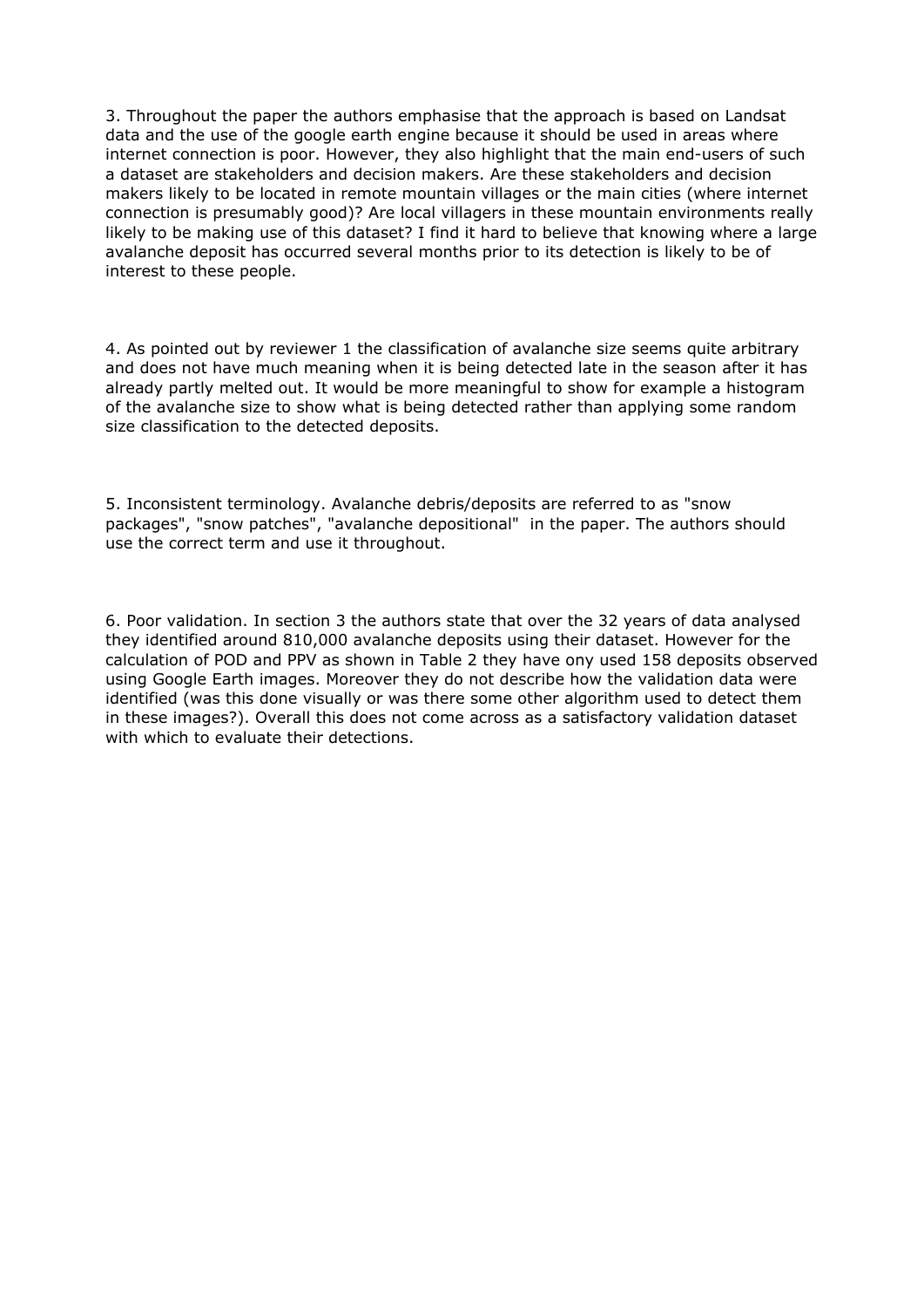3. Throughout the paper the authors emphasise that the approach is based on Landsat data and the use of the google earth engine because it should be used in areas where internet connection is poor. However, they also highlight that the main end-users of such a dataset are stakeholders and decision makers. Are these stakeholders and decision makers likely to be located in remote mountain villages or the main cities (where internet connection is presumably good)? Are local villagers in these mountain environments really likely to be making use of this dataset? I find it hard to believe that knowing where a large avalanche deposit has occurred several months prior to its detection is likely to be of interest to these people.

4. As pointed out by reviewer 1 the classification of avalanche size seems quite arbitrary and does not have much meaning when it is being detected late in the season after it has already partly melted out. It would be more meaningful to show for example a histogram of the avalanche size to show what is being detected rather than applying some random size classification to the detected deposits.

5. Inconsistent terminology. Avalanche debris/deposits are referred to as "snow packages", "snow patches", "avalanche depositional" in the paper. The authors should use the correct term and use it throughout.

6. Poor validation. In section 3 the authors state that over the 32 years of data analysed they identified around 810,000 avalanche deposits using their dataset. However for the calculation of POD and PPV as shown in Table 2 they have ony used 158 deposits observed using Google Earth images. Moreover they do not describe how the validation data were identified (was this done visually or was there some other algorithm used to detect them in these images?). Overall this does not come across as a satisfactory validation dataset with which to evaluate their detections.